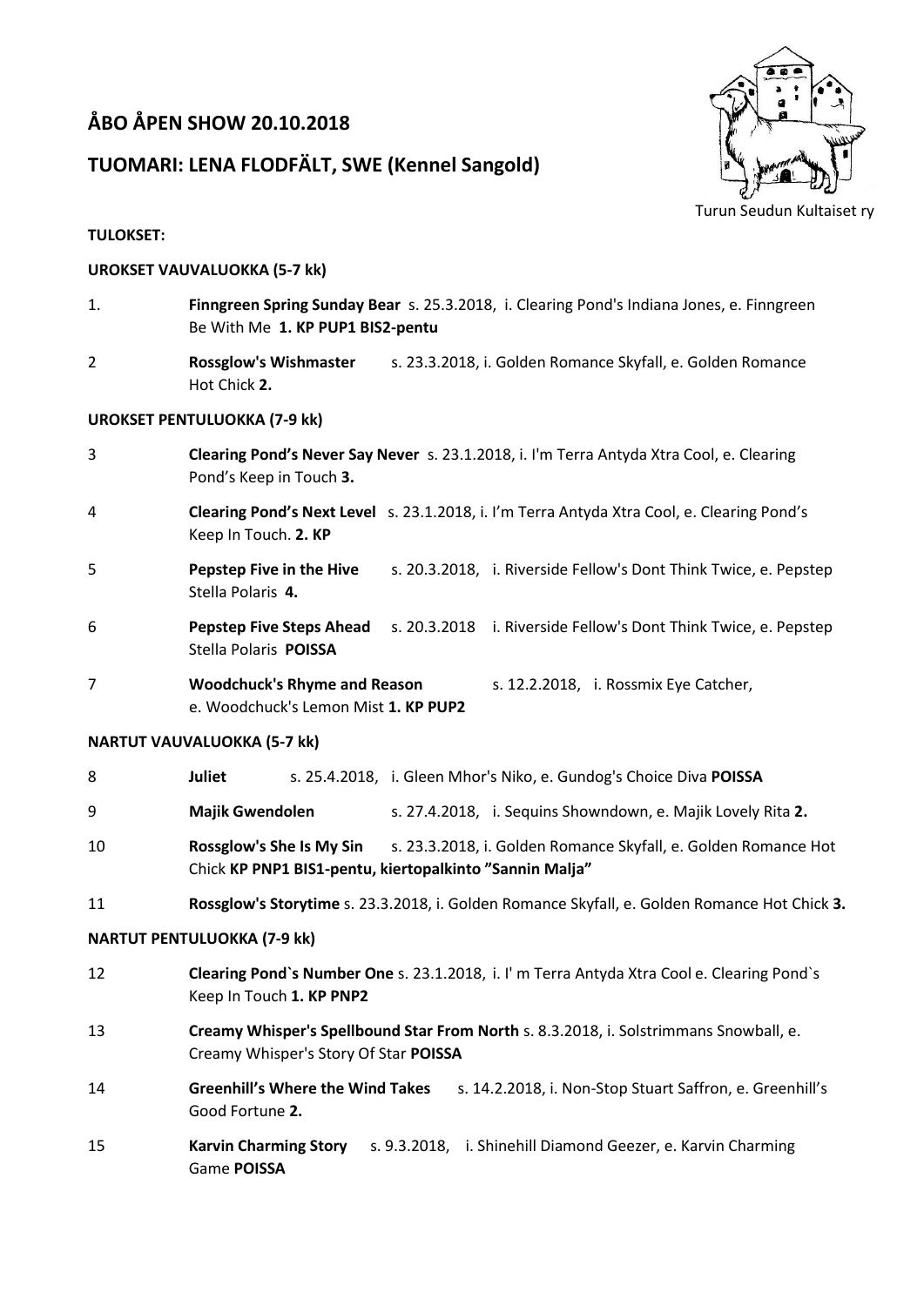# ÅBO ÅPEN SHOW 20.10.2018

## TUOMARI: LENA FLODFÄLT, SWE (Kennel Sangold)

Turun Seudun Kultaiset ry

**TULOKSET:**

**UROKSET VAUVALUOKKA (5-7 kk)**

1. **Finngreen Spring Sunday Bear** s. 25.3.2018, i. Clearing Pond's Indiana Jones, e. Finngreen Be With Me **1. KP PUP1 BIS2-pentu**

2 **Rossglow's Wishmaster** s. 23.3.2018, i. Golden Romance Skyfall, e. Golden Romance Hot Chick **2.**

**UROKSET PENTULUOKKA (7-9 kk)**

3 **Clearing Pond's Never Say Never** s. 23.1.2018, i. I'm Terra Antyda Xtra Cool, e. Clearing Pond's Keep in Touch **3.**

4 **Clearing Pond's Next Level** s. 23.1.2018, i. I'm Terra Antyda Xtra Cool, e. Clearing Pond's Keep In Touch. **2. KP**

5 **Pepstep Five in the Hive** s. 20.3.2018, i. Riverside Fellow's Dont Think Twice, e. Pepstep Stella Polaris **4.**

6 **Pepstep Five Steps Ahead** s. 20.3.2018 i. Riverside Fellow's Dont Think Twice, e. Pepstep Stella Polaris **POISSA**

7 **Woodchuck's Rhyme and Reason** s. 12.2.2018, i. Rossmix Eye Catcher, e. Woodchuck's Lemon Mist **1. KP PUP2**

**NARTUT VAUVALUOKKA (5-7 kk)**

8 **Juliet** s. 25.4.2018, i. Gleen Mhor's Niko, e. Gundog's Choice Diva **POISSA**

9 **Majik Gwendolen** s. 27.4.2018, i. Sequins Showndown, e. Majik Lovely Rita **2.**

10 **Rossglow's She Is My Sin** s. 23.3.2018, i. Golden Romance Skyfall, e. Golden Romance Hot Chick **KP PNP1 BIS1-pentu, kiertopalkinto "Sannin Malja"**

11 **Rossglow's Storytime** s. 23.3.2018, i. Golden Romance Skyfall, e. Golden Romance Hot Chick **3.**

**NARTUT PENTULUOKKA (7-9 kk)**

12 **Clearing Pond`s Number One** s. 23.1.2018, i. I' m Terra Antyda Xtra Cool e. Clearing Pond`s Keep In Touch **1. KP PNP2**

13 **Creamy Whisper's Spellbound Star From North** s. 8.3.2018, i. Solstrimmans Snowball, e. Creamy Whisper's Story Of Star **POISSA**

14 **Greenhill's Where the Wind Takes** s. 14.2.2018, i. Non-Stop Stuart Saffron, e. Greenhill's Good Fortune **2.**

15 **Karvin Charming Story** s. 9.3.2018, i. Shinehill Diamond Geezer, e. Karvin Charming Game **POISSA**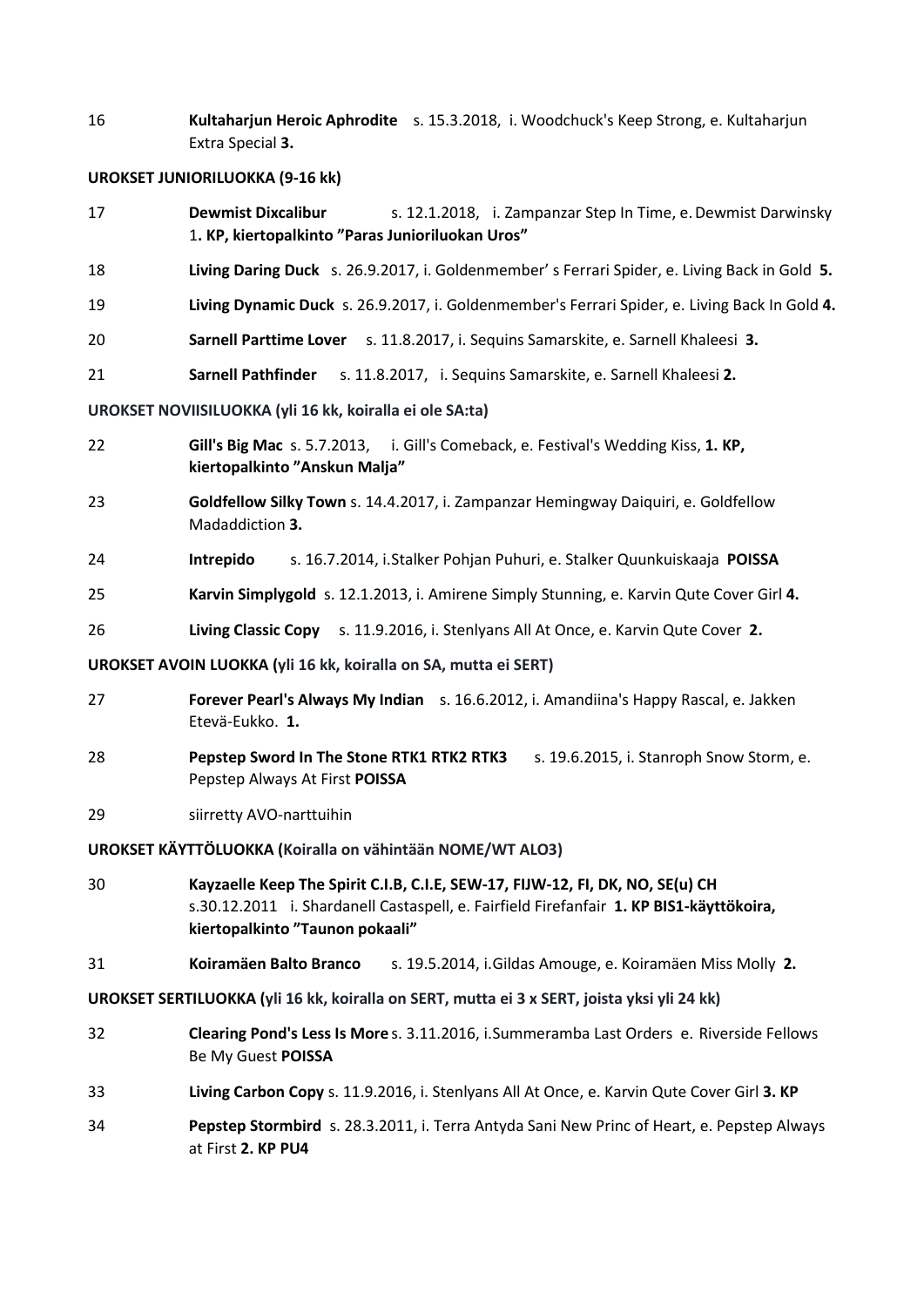16 **Kultaharjun Heroic Aphrodite** s. 15.3.2018, i. Woodchuck's Keep Strong, e. Kultaharjun Extra Special **3.**

**UROKSET JUNIORILUOKKA (9-16 kk)**

17 **Dewmist Dixcalibur** s. 12.1.2018, i. Zampanzar Step In Time, e. Dewmist Darwinsky 1**. KP, kiertopalkinto "Paras Junioriluokan Uros"**

18 **Living Daring Duck** s. 26.9.2017, i. Goldenmember' s Ferrari Spider, e. Living Back in Gold **5.**

19 **Living Dynamic Duck** s. 26.9.2017, i. Goldenmember's Ferrari Spider, e. Living Back In Gold **4.**

20 **Sarnell Parttime Lover** s. 11.8.2017, i. Sequins Samarskite, e. Sarnell Khaleesi **3.**

21 **Sarnell Pathfinder** s. 11.8.2017, i. Sequins Samarskite, e. Sarnell Khaleesi **2.**

**UROKSET NOVIISILUOKKA (yli 16 kk, koiralla ei ole SA:ta)**

22 **Gill's Big Mac** s. 5.7.2013, i. Gill's Comeback, e. Festival's Wedding Kiss, **1. KP, kiertopalkinto "Anskun Malja"**

23 **Goldfellow Silky Town** s. 14.4.2017, i. Zampanzar Hemingway Daiquiri, e. Goldfellow Madaddiction **3.**

24 **Intrepido** s. 16.7.2014, i.Stalker Pohjan Puhuri, e. Stalker Quunkuiskaaja **POISSA**

25 **Karvin Simplygold** s. 12.1.2013, i. Amirene Simply Stunning, e. Karvin Qute Cover Girl **4.**

26 **Living Classic Copy** s. 11.9.2016, i. Stenlyans All At Once, e. Karvin Qute Cover **2.**

**UROKSET AVOIN LUOKKA (yli 16 kk, koiralla on SA, mutta ei SERT)**

27 **Forever Pearl's Always My Indian** s. 16.6.2012, i. Amandiina's Happy Rascal, e. Jakken Etevä-Eukko. **1.**

28 **Pepstep Sword In The Stone RTK1 RTK2 RTK3** s. 19.6.2015, i. Stanroph Snow Storm, e. Pepstep Always At First **POISSA**

29 siirretty AVO-narttuihin

**UROKSET KÄYTTÖLUOKKA (Koiralla on vähintään NOME/WT ALO3)**

30 **Kayzaelle Keep The Spirit C.I.B, C.I.E, SEW-17, FIJW-12, FI, DK, NO, SE(u) CH** s.30.12.2011 i. Shardanell Castaspell, e. Fairfield Firefanfair **1. KP BIS1-käyttökoira, kiertopalkinto "Taunon pokaali"**

31 **Koiramäen Balto Branco** s. 19.5.2014, i.Gildas Amouge, e. Koiramäen Miss Molly **2.**

**UROKSET SERTILUOKKA (yli 16 kk, koiralla on SERT, mutta ei 3 x SERT, joista yksi yli 24 kk)**

32 **Clearing Pond's Less Is More** s. 3.11.2016, i.Summeramba Last Orders e. Riverside Fellows Be My Guest **POISSA**

33 **Living Carbon Copy** s. 11.9.2016, i. Stenlyans All At Once, e. Karvin Qute Cover Girl **3. KP**

34 **Pepstep Stormbird** s. 28.3.2011, i. Terra Antyda Sani New Princ of Heart, e. Pepstep Always at First **2. KP PU4**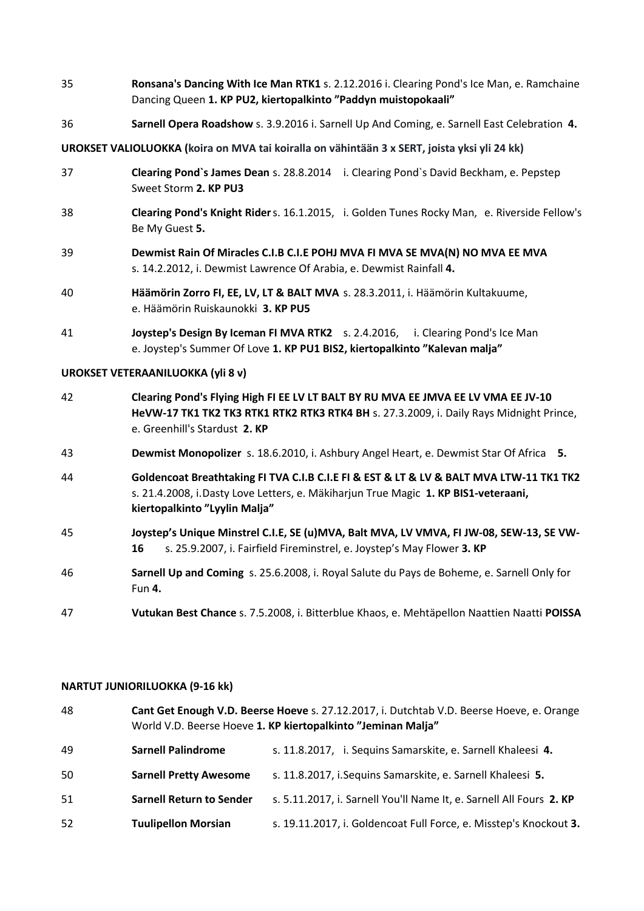35 **Ronsana's Dancing With Ice Man RTK1** s. 2.12.2016 i. Clearing Pond's Ice Man, e. Ramchaine Dancing Queen **1. KP PU2, kiertopalkinto "Paddyn muistopokaali"**

36 **Sarnell Opera Roadshow** s. 3.9.2016 i. Sarnell Up And Coming, e. Sarnell East Celebration **4.**

**UROKSET VALIOLUOKKA (koira on MVA tai koiralla on vähintään 3 x SERT, joista yksi yli 24 kk)**

37 **Clearing Pond`s James Dean** s. 28.8.2014 i. Clearing Pond`s David Beckham, e. Pepstep Sweet Storm **2. KP PU3**

38 **Clearing Pond's Knight Rider** s. 16.1.2015, i. Golden Tunes Rocky Man, e. Riverside Fellow's Be My Guest **5.**

39 **Dewmist Rain Of Miracles C.I.B C.I.E POHJ MVA FI MVA SE MVA(N) NO MVA EE MVA** s. 14.2.2012, i. Dewmist Lawrence Of Arabia, e. Dewmist Rainfall **4.**

40 **Häämörin Zorro FI, EE, LV, LT & BALT MVA** s. 28.3.2011, i. Häämörin Kultakuume, e. Häämörin Ruiskaunokki **3. KP PU5**

41 **Joystep's Design By Iceman FI MVA RTK2** s. 2.4.2016, i. Clearing Pond's Ice Man e. Joystep's Summer Of Love **1. KP PU1 BIS2, kiertopalkinto "Kalevan malja"**

**UROKSET VETERAANILUOKKA (yli 8 v)**

42 **Clearing Pond's Flying High FI EE LV LT BALT BY RU MVA EE JMVA EE LV VMA EE JV-10 HeVW-17 TK1 TK2 TK3 RTK1 RTK2 RTK3 RTK4 BH** s. 27.3.2009, i. Daily Rays Midnight Prince, e. Greenhill's Stardust **2. KP**

43 **Dewmist Monopolizer** s. 18.6.2010, i. Ashbury Angel Heart, e. Dewmist Star Of Africa **5.**

44 **Goldencoat Breathtaking FI TVA C.I.B C.I.E FI & EST & LT & LV & BALT MVA LTW-11 TK1 TK2** s. 21.4.2008, i.Dasty Love Letters, e. Mäkiharjun True Magic **1. KP BIS1-veteraani, kiertopalkinto "Lyylin Malja"**

45 **Joystep's Unique Minstrel C.I.E, SE (u)MVA, Balt MVA, LV VMVA, FI JW-08, SEW-13, SE VW-16** s. 25.9.2007, i. Fairfield Fireminstrel, e. Joystep's May Flower **3. KP**

46 **Sarnell Up and Coming** s. 25.6.2008, i. Royal Salute du Pays de Boheme, e. Sarnell Only for Fun **4.**

47 **Vutukan Best Chance** s. 7.5.2008, i. Bitterblue Khaos, e. Mehtäpellon Naattien Naatti **POISSA**

**NARTUT JUNIORILUOKKA (9-16 kk)**

48 **Cant Get Enough V.D. Beerse Hoeve** s. 27.12.2017, i. Dutchtab V.D. Beerse Hoeve, e. Orange World V.D. Beerse Hoeve **1. KP kiertopalkinto "Jeminan Malja"**

49 **Sarnell Palindrome** s. 11.8.2017, i. Sequins Samarskite, e. Sarnell Khaleesi **4.**

50 **Sarnell Pretty Awesome** s. 11.8.2017, i.Sequins Samarskite, e. Sarnell Khaleesi **5.**

51 **Sarnell Return to Sender** s. 5.11.2017, i. Sarnell You'll Name It, e. Sarnell All Fours **2. KP**

52 **Tuulipellon Morsian** s. 19.11.2017, i. Goldencoat Full Force, e. Misstep's Knockout **3.**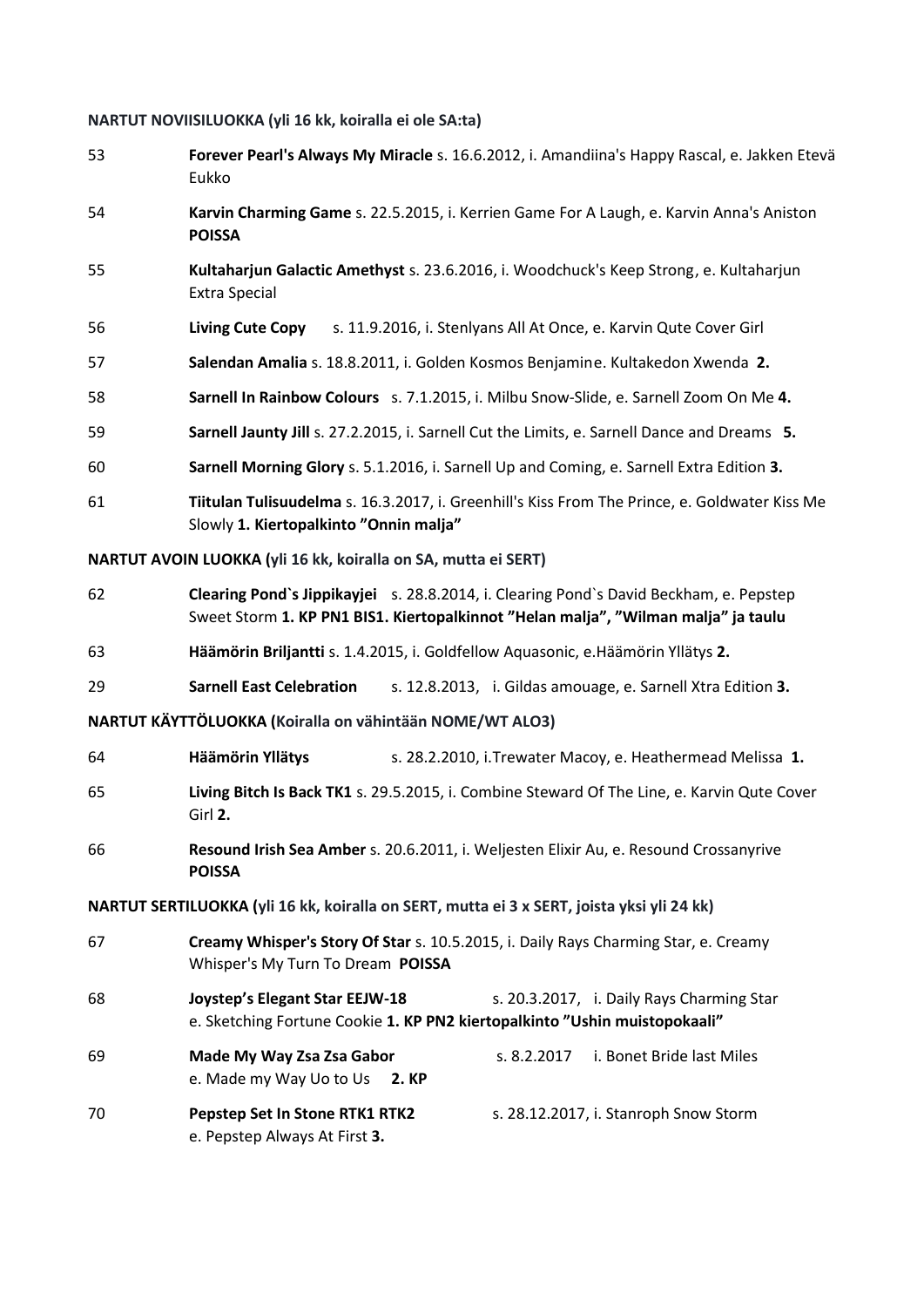**NARTUT NOVIISILUOKKA (yli 16 kk, koiralla ei ole SA:ta)**

53 **Forever Pearl's Always My Miracle** s. 16.6.2012, i. Amandiina's Happy Rascal, e. Jakken Etevä Eukko

54 **Karvin Charming Game** s. 22.5.2015, i. Kerrien Game For A Laugh, e. Karvin Anna's Aniston **POISSA**

55 **Kultaharjun Galactic Amethyst** s. 23.6.2016, i. Woodchuck's Keep Strong, e. Kultaharjun Extra Special

56 **Living Cute Copy** s. 11.9.2016, i. Stenlyans All At Once, e. Karvin Qute Cover Girl

57 **Salendan Amalia** s. 18.8.2011, i. Golden Kosmos Benjamine. Kultakedon Xwenda **2.**

58 **Sarnell In Rainbow Colours** s. 7.1.2015, i. Milbu Snow-Slide, e. Sarnell Zoom On Me **4.**

59 **Sarnell Jaunty Jill** s. 27.2.2015, i. Sarnell Cut the Limits, e. Sarnell Dance and Dreams **5.**

60 **Sarnell Morning Glory** s. 5.1.2016, i. Sarnell Up and Coming, e. Sarnell Extra Edition **3.**

61 **Tiitulan Tulisuudelma** s. 16.3.2017, i. Greenhill's Kiss From The Prince, e. Goldwater Kiss Me Slowly **1. Kiertopalkinto "Onnin malja"**

**NARTUT AVOIN LUOKKA (yli 16 kk, koiralla on SA, mutta ei SERT)**

62 **Clearing Pond`s Jippikayjei** s. 28.8.2014, i. Clearing Pond`s David Beckham, e. Pepstep Sweet Storm **1. KP PN1 BIS1. Kiertopalkinnot "Helan malja", "Wilman malja" ja taulu**

63 **Häämörin Briljantti** s. 1.4.2015, i. Goldfellow Aquasonic, e.Häämörin Yllätys **2.**

29 **Sarnell East Celebration** s. 12.8.2013, i. Gildas amouage, e. Sarnell Xtra Edition **3.**

**NARTUT KÄYTTÖLUOKKA (Koiralla on vähintään NOME/WT ALO3)**

64 **Häämörin Yllätys** s. 28.2.2010, i.Trewater Macoy, e. Heathermead Melissa **1.**

65 **Living Bitch Is Back TK1** s. 29.5.2015, i. Combine Steward Of The Line, e. Karvin Qute Cover Girl **2.**

66 **Resound Irish Sea Amber** s. 20.6.2011, i. Weljesten Elixir Au, e. Resound Crossanyrive **POISSA**

**NARTUT SERTILUOKKA (yli 16 kk, koiralla on SERT, mutta ei 3 x SERT, joista yksi yli 24 kk)**

67 **Creamy Whisper's Story Of Star** s. 10.5.2015, i. Daily Rays Charming Star, e. Creamy Whisper's My Turn To Dream **POISSA**

68 **Joystep's Elegant Star EEJW-18** s. 20.3.2017, i. Daily Rays Charming Star e. Sketching Fortune Cookie **1. KP PN2 kiertopalkinto "Ushin muistopokaali"**

69 **Made My Way Zsa Zsa Gabor** s. 8.2.2017 i. Bonet Bride last Miles e. Made my Way Uo to Us **2. KP**

70 **Pepstep Set In Stone RTK1 RTK2** s. 28.12.2017, i. Stanroph Snow Storm e. Pepstep Always At First **3.**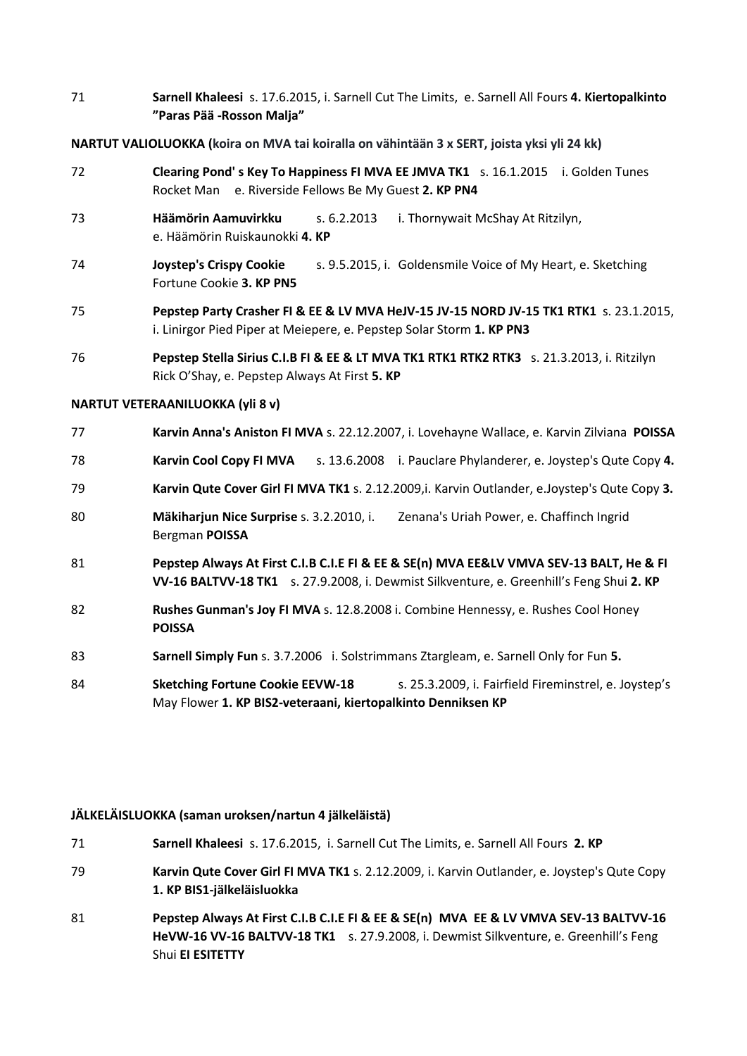71 **Sarnell Khaleesi** s. 17.6.2015, i. Sarnell Cut The Limits, e. Sarnell All Fours **4. Kiertopalkinto "Paras Pää -Rosson Malja"**

**NARTUT VALIOLUOKKA (koira on MVA tai koiralla on vähintään 3 x SERT, joista yksi yli 24 kk)**

72 **Clearing Pond' s Key To Happiness FI MVA EE JMVA TK1** s. 16.1.2015 i. Golden Tunes Rocket Man e. Riverside Fellows Be My Guest **2. KP PN4**

73 **Häämörin Aamuvirkku** s. 6.2.2013 i. Thornywait McShay At Ritzilyn, e. Häämörin Ruiskaunokki **4. KP**

74 **Joystep's Crispy Cookie** s. 9.5.2015, i. Goldensmile Voice of My Heart, e. Sketching Fortune Cookie **3. KP PN5**

75 **Pepstep Party Crasher FI & EE & LV MVA HeJV-15 JV-15 NORD JV-15 TK1 RTK1** s. 23.1.2015, i. Linirgor Pied Piper at Meiepere, e. Pepstep Solar Storm **1. KP PN3**

76 **Pepstep Stella Sirius C.I.B FI & EE & LT MVA TK1 RTK1 RTK2 RTK3** s. 21.3.2013, i. Ritzilyn Rick O'Shay, e. Pepstep Always At First **5. KP**

**NARTUT VETERAANILUOKKA (yli 8 v)**

77 **Karvin Anna's Aniston FI MVA** s. 22.12.2007, i. Lovehayne Wallace, e. Karvin Zilviana **POISSA**

78 **Karvin Cool Copy FI MVA** s. 13.6.2008 i. Pauclare Phylanderer, e. Joystep's Qute Copy **4.**

79 **Karvin Qute Cover Girl FI MVA TK1** s. 2.12.2009,i. Karvin Outlander, e.Joystep's Qute Copy **3.**

80 **Mäkiharjun Nice Surprise** s. 3.2.2010, i. Zenana's Uriah Power, e. Chaffinch Ingrid Bergman **POISSA**

81 **Pepstep Always At First C.I.B C.I.E FI & EE & SE(n) MVA EE&LV VMVA SEV-13 BALT, He & FI VV-16 BALTVV-18 TK1** s. 27.9.2008, i. Dewmist Silkventure, e. Greenhill's Feng Shui **2. KP**

82 **Rushes Gunman's Joy FI MVA** s. 12.8.2008 i. Combine Hennessy, e. Rushes Cool Honey **POISSA**

83 **Sarnell Simply Fun** s. 3.7.2006 i. Solstrimmans Ztargleam, e. Sarnell Only for Fun **5.**

84 **Sketching Fortune Cookie EEVW-18** s. 25.3.2009, i. Fairfield Fireminstrel, e. Joystep's May Flower **1. KP BIS2-veteraani, kiertopalkinto Denniksen KP**

**JÄLKELÄISLUOKKA (saman uroksen/nartun 4 jälkeläistä)**

71 **Sarnell Khaleesi** s. 17.6.2015, i. Sarnell Cut The Limits, e. Sarnell All Fours **2. KP**

79 **Karvin Qute Cover Girl FI MVA TK1** s. 2.12.2009, i. Karvin Outlander, e. Joystep's Qute Copy **1. KP BIS1-jälkeläisluokka**

81 **Pepstep Always At First C.I.B C.I.E FI & EE & SE(n) MVA EE & LV VMVA SEV-13 BALTVV-16 HeVW-16 VV-16 BALTVV-18 TK1** s. 27.9.2008, i. Dewmist Silkventure, e. Greenhill's Feng Shui **EI ESITETTY**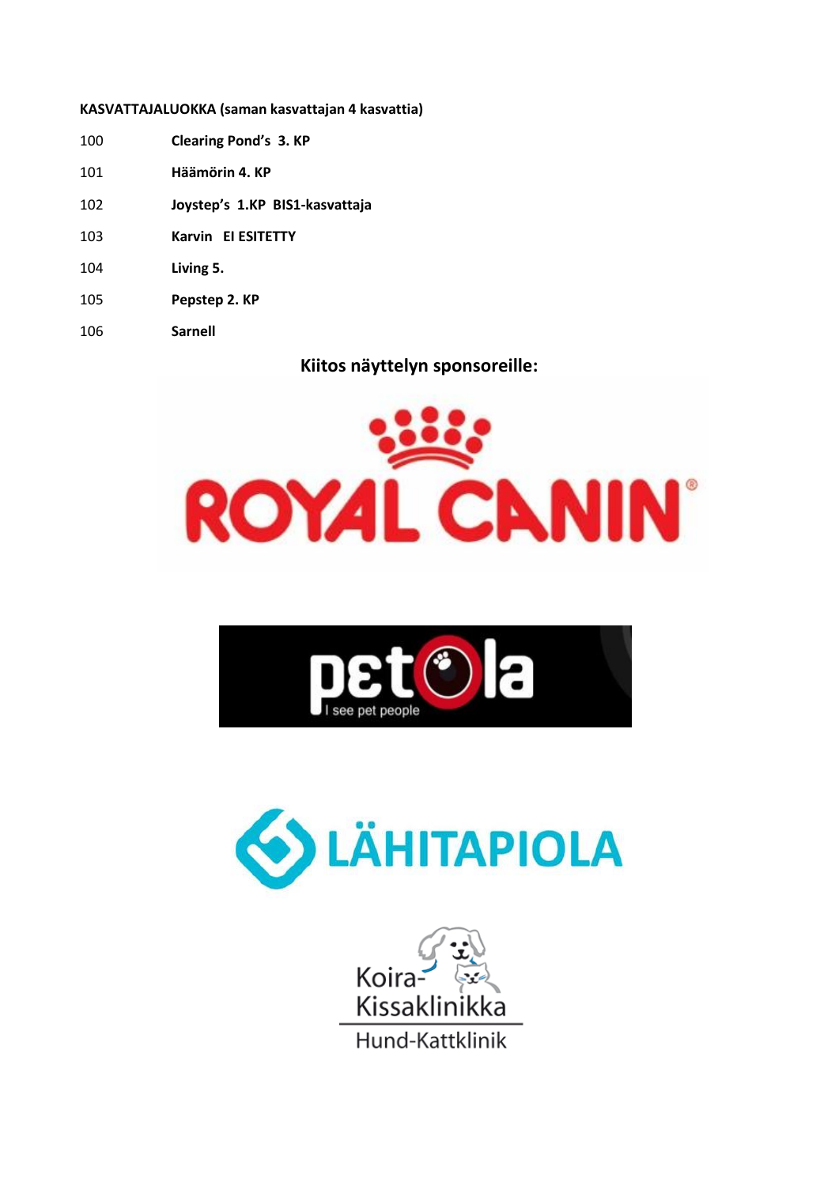**KASVATTAJALUOKKA (saman kasvattajan 4 kasvattia)**

| | |
|---|---|
| 100 | **Clearing Pond's 3. KP** |
| 101 | **Häämörin 4. KP** |
| 102 | **Joystep's 1.KP BIS1-kasvattaja** |
| 103 | **Karvin EI ESITETTY** |
| 104 | **Living 5.** |
| 105 | **Pepstep 2. KP** |
| 106 | **Sarnell** |

## Kiitos näyttelyn sponsoreille:

ROYAL CANIN®

petola
I see pet people

LÄHITAPIOLA

Koira-
Kissaklinikka
Hund-Kattklinik